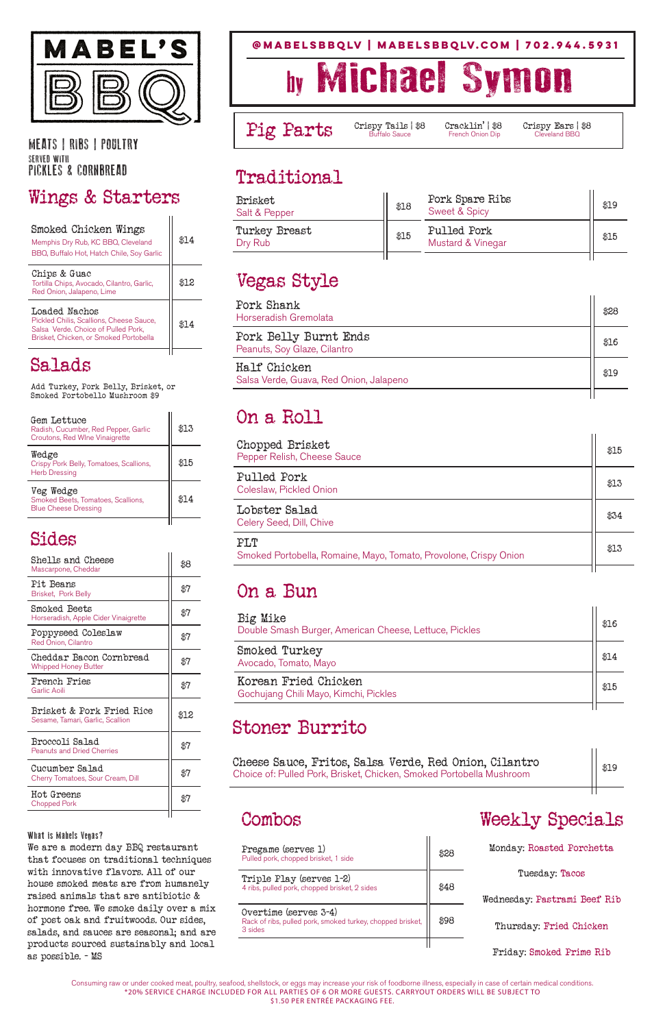# MABEL'S BBQ

MEATS | RIBS | POULTRY
SERVED WITH
PICKLES & CORNBREAD

## Wings & Starters

| Item | Price |
|---|---|
| Smoked Chicken Wings<br>Memphis Dry Rub, KC BBQ, Cleveland BBQ, Buffalo Hot, Hatch Chile, Soy Garlic | $14 |
| Chips & Guac<br>Tortilla Chips, Avocado, Cilantro, Garlic, Red Onion, Jalapeno, Lime | $12 |
| Loaded Nachos<br>Pickled Chilis, Scallions, Cheese Sauce, Salsa Verde. Choice of Pulled Pork, Brisket, Chicken, or Smoked Portobella | $14 |

## Salads

Add Turkey, Pork Belly, Brisket, or Smoked Portobello Mushroom $9

| Item | Price |
|---|---|
| Gem Lettuce<br>Radish, Cucumber, Red Pepper, Garlic Croutons, Red Wine Vinaigrette | $13 |
| Wedge<br>Crispy Pork Belly, Tomatoes, Scallions, Herb Dressing | $15 |
| Veg Wedge<br>Smoked Beets, Tomatoes, Scallions, Blue Cheese Dressing | $14 |

## Sides

| Item | Price |
|---|---|
| Shells and Cheese<br>Mascarpone, Cheddar | $8 |
| Pit Beans<br>Brisket, Pork Belly | $7 |
| Smoked Beets<br>Horseradish, Apple Cider Vinaigrette | $7 |
| Poppyseed Coleslaw<br>Red Onion, Cilantro | $7 |
| Cheddar Bacon Cornbread<br>Whipped Honey Butter | $7 |
| French Fries<br>Garlic Aioli | $7 |
| Brisket & Pork Fried Rice<br>Sesame, Tamari, Garlic, Scallion | $12 |
| Broccoli Salad<br>Peanuts and Dried Cherries | $7 |
| Cucumber Salad<br>Cherry Tomatoes, Sour Cream, Dill | $7 |
| Hot Greens<br>Chopped Pork | $7 |

**What is Mabels Vegas?**
We are a modern day BBQ restaurant that focuses on traditional techniques with innovative flavors. All of our house smoked meats are from humanely raised animals that are antibiotic & hormone free. We smoke daily over a mix of post oak and fruitwoods. Our sides, salads, and sauces are seasonal; and are products sourced sustainably and local as possible. - MS

@MABELSBBQLV | MABELSBBQLV.COM | 702.944.5931

# by Michael Symon

## Pig Parts

Crispy Tails | $8 — Buffalo Sauce
Cracklin' | $8 — French Onion Dip
Crispy Ears | $8 — Cleveland BBQ

## Traditional

| Item | Price | Item | Price |
|---|---|---|---|
| Brisket<br>Salt & Pepper | $18 | Pork Spare Ribs<br>Sweet & Spicy | $19 |
| Turkey Breast<br>Dry Rub | $15 | Pulled Pork<br>Mustard & Vinegar | $15 |

## Vegas Style

| Item | Price |
|---|---|
| Pork Shank<br>Horseradish Gremolata | $28 |
| Pork Belly Burnt Ends<br>Peanuts, Soy Glaze, Cilantro | $16 |
| Half Chicken<br>Salsa Verde, Guava, Red Onion, Jalapeno | $19 |

## On a Roll

| Item | Price |
|---|---|
| Chopped Brisket<br>Pepper Relish, Cheese Sauce | $15 |
| Pulled Pork<br>Coleslaw, Pickled Onion | $13 |
| Lobster Salad<br>Celery Seed, Dill, Chive | $34 |
| PLT<br>Smoked Portobella, Romaine, Mayo, Tomato, Provolone, Crispy Onion | $13 |

## On a Bun

| Item | Price |
|---|---|
| Big Mike<br>Double Smash Burger, American Cheese, Lettuce, Pickles | $16 |
| Smoked Turkey<br>Avocado, Tomato, Mayo | $14 |
| Korean Fried Chicken<br>Gochujang Chili Mayo, Kimchi, Pickles | $15 |

## Stoner Burrito

| Item | Price |
|---|---|
| Cheese Sauce, Fritos, Salsa Verde, Red Onion, Cilantro<br>Choice of: Pulled Pork, Brisket, Chicken, Smoked Portobella Mushroom | $19 |

## Combos

| Item | Price |
|---|---|
| Pregame (serves 1)<br>Pulled pork, chopped brisket, 1 side | $28 |
| Triple Play (serves 1-2)<br>4 ribs, pulled pork, chopped brisket, 2 sides | $48 |
| Overtime (serves 3-4)<br>Rack of ribs, pulled pork, smoked turkey, chopped brisket, 3 sides | $98 |

## Weekly Specials

Monday: Roasted Porchetta

Tuesday: Tacos

Wednesday: Pastrami Beef Rib

Thursday: Fried Chicken

Friday: Smoked Prime Rib

Consuming raw or under cooked meat, poultry, seafood, shellstock, or eggs may increase your risk of foodborne illness, especially in case of certain medical conditions.
*20% SERVICE CHARGE INCLUDED FOR ALL PARTIES OF 6 OR MORE GUESTS. CARRYOUT ORDERS WILL BE SUBJECT TO $1.50 PER ENTRÉE PACKAGING FEE.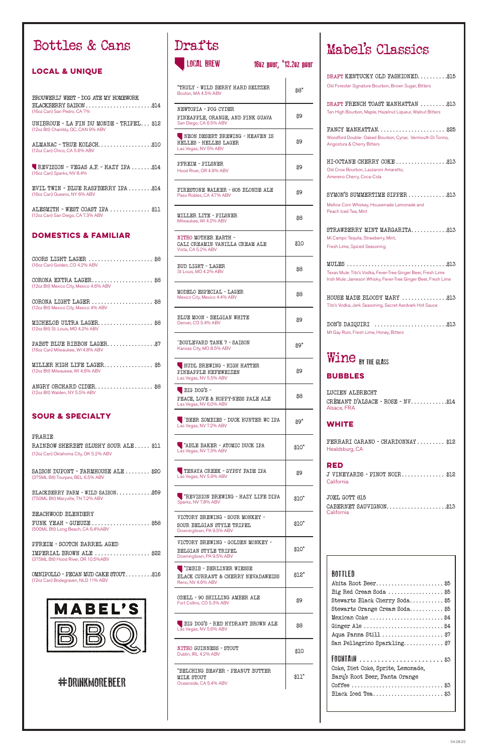# Bottles & Cans

## LOCAL & UNIQUE

BROUWERIJ WEST - DOG ATE MY HOMEWORK BLACKBERRY SAISON ........ $14
(16oz Can) San Pedro, CA 7%

UNIBROUE - LA FIN DU MONDE - TRIPEL... $12
(12oz Btl) Chambly, QC, CAN 9% ABV

ALMANAC - TRUE KOLSCH........ $10
(12oz Can) Chico, CA 5.6% ABV

REVISION - VEGAS A.F. - HAZY IPA ....... $14
(16oz Can) Sparks, NV 8.4%

EVIL TWIN - BLUE RASPBERRY IPA ........ $14
(16oz Can) Queens, NY 6% ABV

ALESMITH - WEST COAST IPA ........ $11
(12oz Can) San Diego, CA 7.3% ABV

## DOMESTICS & FAMILIAR

COORS LIGHT LAGER ........ $8
(16oz Can) Golden, CO 4.2% ABV

CORONA EXTRA LAGER........ $8
(12oz Btl) Mexico City, Mexico 4.6% ABV

CORONA LIGHT LAGER ........ $8
(12oz Btl) Mexico City, Mexico 4% ABV

MICHELOB ULTRA LAGER........ $8
(12oz Btl) St. Louis, MO 4.2% ABV

PABST BLUE RIBBON LAGER........ $7
(16oz Can) Milwaukee, WI 4.8% ABV

MILLER HIGH LIFE LAGER........ $5
(12oz Btl) Milwaukee, WI 4.6% ABV

ANGRY ORCHARD CIDER........ $8
(12oz Btl) Walden, NY 5.5% ABV

## SOUR & SPECIALTY

PRARIE RAINBOW SHERBET SLUSHY SOUR ALE..... $11
(12oz Can) Oklahoma City, OK 5.2% ABV

SAISON DUPONT - FARMHOUSE ALE ........ $20
(375ML Btl) Tourpes, BEL 6.5% ABV

BLACKBERRY FARM - WILD SAISON........ $59
(750ML Btl) Maryville, TN 7.2% ABV

BEACHWOOD BLENDERY FUNK YEAH - GUEUZE........ $58
(500ML Btl) Long Beach, CA 6.4%ABV

PFREIM - SCOTCH BARREL AGED IMPERIAL BROWN ALE ........ $22
(375ML Btl) Hood River, OR 10.5%ABV

OMNIPOLLO - PECAN MUD CAKE STOUT........ $16
(12oz Can) Bodegraven, NLD 11% ABV

MABEL'S BBQ

#DRINKMOREBEER

# Drafts

LOCAL BREW — 16oz pour, *13.2oz pour

| | |
|---|---|
| *TRULY - WILD BERRY HARD SELTZER<br>Boston, MA 4.5% ABV | $8* |
| NEWTOPIA - FOG CYDER<br>PINEAPPLE, ORANGE, AND PINK GUAVA<br>San Diego, CA 6.5% ABV | $9 |
| NEON DESERT BREWING - HEAVEN IS HELLES - HELLES LAGER<br>Las Vegas, NV 5% ABV | $9 |
| PFREIM - PILSNER<br>Hood River, OR 4.9% ABV | $9 |
| FIRESTONE WALKER - 805 BLONDE ALE<br>Paso Robles, CA 4.7% ABV | $9 |
| MILLER LITE - PILSNER<br>Milwaukee, WI 4.2% ABV | $8 |
| NITRO MOTHER EARTH - CALI CREAMIN VANILLA CREAM ALE<br>Vista, CA 5.2% ABV | $10 |
| BUD LIGHT - LAGER<br>St Louis, MO 4.2% ABV | $8 |
| MODELO ESPECIAL - LAGER<br>Mexico City, Mexico 4.4% ABV | $8 |
| BLUE MOON - BELGIAN WHITE<br>Denver, CO 5.4% ABV | $9 |
| *BOULEVARD TANK 7 - SAISON<br>Kansas City, MO 8.5% ABV | $9* |
| HUDL BREWING - HIGH HATTER PINEAPPLE HEFEWEIZEN<br>Las Vegas, NV 5.5% ABV | $9 |
| BIG DOG'S - PEACE, LOVE & HOPPY-NESS PALE ALE<br>Las Vegas, NV 6.0% ABV | $8 |
| *BEER ZOMBIES - DUCK HUNTER WC IPA<br>Las Vegas, NV 7.2% ABV | $9* |
| *ABLE BAKER - ATOMIC DUCK IPA<br>Las Vegas, NV 7.3% ABV | $10* |
| TENAYA CREEK - GYPSY FADE IPA<br>Las Vegas, NV 5.9% ABV | $9 |
| *REVISION BREWING - HAZY LIFE DIPA<br>Sparks, NV 7.8% ABV | $10* |
| VICTORY BREWING - SOUR MONKEY - SOUR BELGIAN STYLE TRIPEL<br>Downingtown, PA 9.5% ABV | $10* |
| VICTORY BREWING - GOLDEN MONKEY - BELGIAN STYLE TRIPEL<br>Downingtown, PA 9.5% ABV | $10* |
| *IMBIB - BERLINER WIESSE BLACK CURRANT & CHERRY NEVADAWEISS<br>Reno, NV 4.6% ABV | $12* |
| ODELL - 90 SHILLING AMBER ALE<br>Fort Collins, CO 5.3% ABV | $9 |
| BIG DOG'S - RED HYDRANT BROWN ALE<br>Las Vegas, NV 5.6% ABV | $8 |
| NITRO GUINNESS - STOUT<br>Dublin, IRL 4.2% ABV | $10 |
| *BELCHING BEAVER - PEANUT BUTTER MILK STOUT<br>Oceanside, CA 5.4% ABV | $11* |

# Mabel's Classics

DRAFT KENTUCKY OLD FASHIONED........ $15
Old Forester Signature Bourbon, Brown Sugar, Bitters

DRAFT FRENCH TOAST MANHATTAN ........ $13
Ten High Bourbon, Maple, Hazelnut Liqueur, Walnut Bitters

FANCY MANHATTAN........ $25
Woodford Double- Oaked Bourbon, Cynar, Vermouth Di Torino, Angostura & Cherry Bitters

HI-OCTANE CHERRY COKE ........ $13
Old Crow Bourbon, Lazzaroni Amaretto, Amereno Cherry, Coca-Cola

SYMON'S SUMMERTIME SIPPER ........ $13
Mellow Corn Whiskey, Housemade Lemonade and Peach Iced Tea, Mint

STRAWBERRY MINT MARGARITA........ $13
Mi Campo Tequila, Strawberry, Mint, Fresh Lime, Spiced Seasoning

MULES ........ $13
Texas Mule: Tito's Vodka, Fever-Tree Ginger Beer, Fresh Lime
Irish Mule: Jameson Whisky, Fever-Tree Ginger Beer, Fresh Lime

HOUSE MADE BLOODY MARY ........ $13
Tito's Vodka, Jerk Seasoning, Secret Aardvark Hot Sauce

DON'S DAIQUIRI ........ $13
Mt Gay Rum, Fresh Lime, Honey, Bitters

# Wine BY THE GLASS

## BUBBLES

LUCIEN ALBRECHT CRÉMANT D'ALSACE - ROSE - NV........ $14
Alsace, FRA

## WHITE

FERRARI CARANO - CHARDONNAY........ $12
Healdsburg, CA

## RED

J VINEYARDS - PINOT NOIR........ $12
California

JOEL GOTT 815 CABERNET SAUVIGNON........ $13
California

## BOTTLED

Abita Root Beer........ $5
Big Red Cream Soda ........ $5
Stewarts Black Cherry Soda........ $5
Stewarts Orange Cream Soda........ $5
Mexican Coke ........ $4
Ginger Ale ........ $4
Aqua Panna Still ........ $7
San Pellegrino Sparkling........ $7

## FOUNTAIN ........ $3

Coke, Diet Coke, Sprite, Lemonade, Barq's Root Beer, Fanta Orange

Coffee ........ $3
Black Iced Tea........ $3

04.28.22